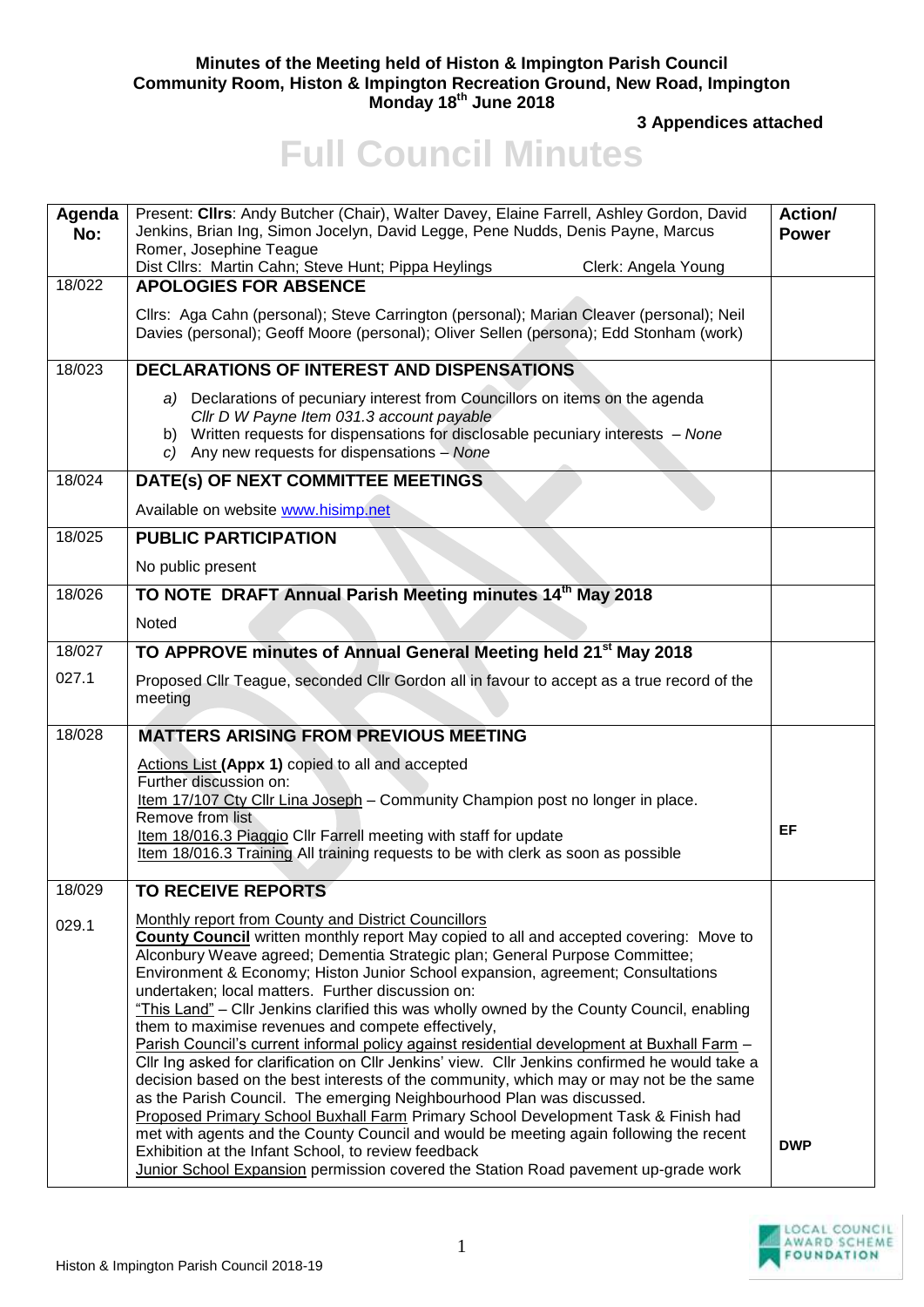**Minutes of the Meeting held of Histon & Impington Parish Council**
**Community Room, Histon & Impington Recreation Ground, New Road, Impington**
**Monday 18th June 2018**

**3 Appendices attached**

# Full Council Minutes

| Agenda No: | Present: **Cllrs**: Andy Butcher (Chair), Walter Davey, Elaine Farrell, Ashley Gordon, David Jenkins, Brian Ing, Simon Jocelyn, David Legge, Pene Nudds, Denis Payne, Marcus Romer, Josephine Teague<br>Dist Cllrs: Martin Cahn; Steve Hunt; Pippa Heylings Clerk: Angela Young | Action/ Power |
|---|---|---|
| 18/022 | **APOLOGIES FOR ABSENCE**<br><br>Cllrs: Aga Cahn (personal); Steve Carrington (personal); Marian Cleaver (personal); Neil Davies (personal); Geoff Moore (personal); Oliver Sellen (persona); Edd Stonham (work) | |
| 18/023 | **DECLARATIONS OF INTEREST AND DISPENSATIONS**<br><br>*a)* Declarations of pecuniary interest from Councillors on items on the agenda<br>*Cllr D W Payne Item 031.3 account payable*<br>b) Written requests for dispensations for disclosable pecuniary interests – *None*<br>*c)* Any new requests for dispensations – *None* | |
| 18/024 | **DATE(s) OF NEXT COMMITTEE MEETINGS**<br><br>Available on website www.hisimp.net | |
| 18/025 | **PUBLIC PARTICIPATION**<br><br>No public present | |
| 18/026 | **TO NOTE DRAFT Annual Parish Meeting minutes 14th May 2018**<br><br>Noted | |
| 18/027<br><br>027.1 | **TO APPROVE minutes of Annual General Meeting held 21st May 2018**<br><br>Proposed Cllr Teague, seconded Cllr Gordon all in favour to accept as a true record of the meeting | |
| 18/028 | **MATTERS ARISING FROM PREVIOUS MEETING**<br><br>Actions List **(Appx 1)** copied to all and accepted<br>Further discussion on:<br>Item 17/107 Cty Cllr Lina Joseph – Community Champion post no longer in place. Remove from list<br>Item 18/016.3 Piaggio Cllr Farrell meeting with staff for update<br>Item 18/016.3 Training All training requests to be with clerk as soon as possible | EF |
| 18/029<br><br>029.1 | **TO RECEIVE REPORTS**<br><br>Monthly report from County and District Councillors<br>**County Council** written monthly report May copied to all and accepted covering: Move to Alconbury Weave agreed; Dementia Strategic plan; General Purpose Committee; Environment & Economy; Histon Junior School expansion, agreement; Consultations undertaken; local matters. Further discussion on:<br>"This Land" – Cllr Jenkins clarified this was wholly owned by the County Council, enabling them to maximise revenues and compete effectively,<br>Parish Council's current informal policy against residential development at Buxhall Farm – Cllr Ing asked for clarification on Cllr Jenkins' view. Cllr Jenkins confirmed he would take a decision based on the best interests of the community, which may or may not be the same as the Parish Council. The emerging Neighbourhood Plan was discussed.<br>Proposed Primary School Buxhall Farm Primary School Development Task & Finish had met with agents and the County Council and would be meeting again following the recent Exhibition at the Infant School, to review feedback<br>Junior School Expansion permission covered the Station Road pavement up-grade work | DWP |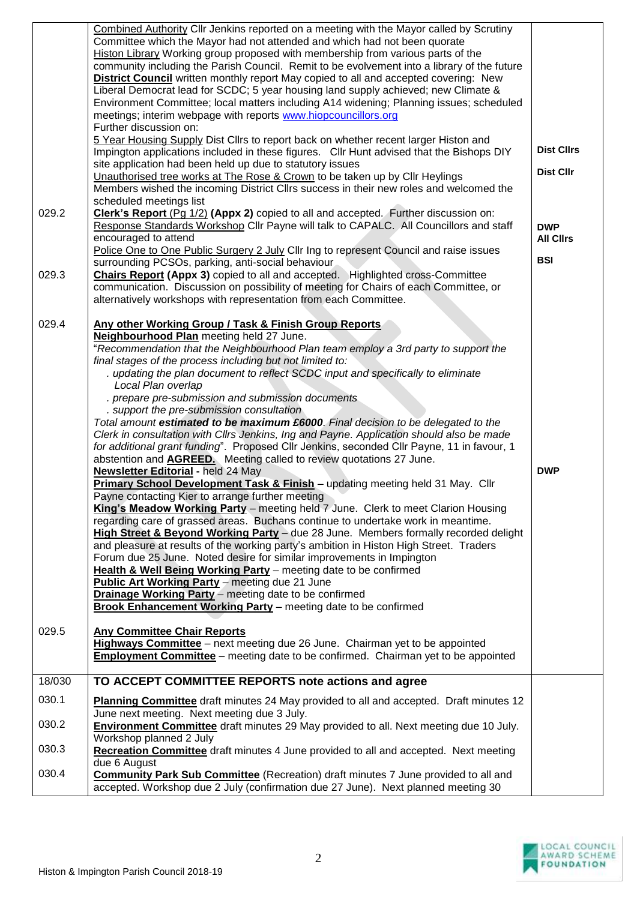| | | |
|---|---|---|
| | Combined Authority Cllr Jenkins reported on a meeting with the Mayor called by Scrutiny Committee which the Mayor had not attended and which had not been quorate<br>Histon Library Working group proposed with membership from various parts of the community including the Parish Council. Remit to be evolvement into a library of the future<br>**District Council** written monthly report May copied to all and accepted covering: New Liberal Democrat lead for SCDC; 5 year housing land supply achieved; new Climate & Environment Committee; local matters including A14 widening; Planning issues; scheduled meetings; interim webpage with reports www.hiopcouncillors.org<br>Further discussion on:<br>5 Year Housing Supply Dist Cllrs to report back on whether recent larger Histon and Impington applications included in these figures. Cllr Hunt advised that the Bishops DIY site application had been held up due to statutory issues<br>Unauthorised tree works at The Rose & Crown to be taken up by Cllr Heylings<br>Members wished the incoming District Cllrs success in their new roles and welcomed the scheduled meetings list | **Dist Cllrs**<br><br>**Dist Cllr** |
| 029.2 | **Clerk's Report** (Pg 1/2) **(Appx 2)** copied to all and accepted. Further discussion on:<br>Response Standards Workshop Cllr Payne will talk to CAPALC. All Councillors and staff encouraged to attend<br>Police One to One Public Surgery 2 July Cllr Ing to represent Council and raise issues surrounding PCSOs, parking, anti-social behaviour | **DWP**<br>**All Cllrs**<br><br>**BSI** |
| 029.3 | **Chairs Report (Appx 3)** copied to all and accepted. Highlighted cross-Committee communication. Discussion on possibility of meeting for Chairs of each Committee, or alternatively workshops with representation from each Committee. | |
| 029.4 | **Any other Working Group / Task & Finish Group Reports**<br>**Neighbourhood Plan** meeting held 27 June.<br>"*Recommendation that the Neighbourhood Plan team employ a 3rd party to support the final stages of the process including but not limited to:*<br>*. updating the plan document to reflect SCDC input and specifically to eliminate Local Plan overlap*<br>*. prepare pre-submission and submission documents*<br>*. support the pre-submission consultation*<br>*Total amount* ***estimated to be maximum £6000****. Final decision to be delegated to the Clerk in consultation with Cllrs Jenkins, Ing and Payne. Application should also be made for additional grant funding*". Proposed Cllr Jenkins, seconded Cllr Payne, 11 in favour, 1 abstention and **AGREED.** Meeting called to review quotations 27 June.<br>**Newsletter Editorial** - held 24 May<br>**Primary School Development Task & Finish** – updating meeting held 31 May. Cllr Payne contacting Kier to arrange further meeting<br>**King's Meadow Working Party** – meeting held 7 June. Clerk to meet Clarion Housing regarding care of grassed areas. Buchans continue to undertake work in meantime.<br>**High Street & Beyond Working Party** – due 28 June. Members formally recorded delight and pleasure at results of the working party's ambition in Histon High Street. Traders Forum due 25 June. Noted desire for similar improvements in Impington<br>**Health & Well Being Working Party** – meeting date to be confirmed<br>**Public Art Working Party** – meeting due 21 June<br>**Drainage Working Party** – meeting date to be confirmed<br>**Brook Enhancement Working Party** – meeting date to be confirmed | <br><br><br><br><br><br><br><br><br><br><br><br><br>**DWP** |
| 029.5 | **Any Committee Chair Reports**<br>**Highways Committee** – next meeting due 26 June. Chairman yet to be appointed<br>**Employment Committee** – meeting date to be confirmed. Chairman yet to be appointed | |
| **18/030** | **TO ACCEPT COMMITTEE REPORTS note actions and agree** | |
| 030.1 | **Planning Committee** draft minutes 24 May provided to all and accepted. Draft minutes 12 June next meeting. Next meeting due 3 July. | |
| 030.2 | **Environment Committee** draft minutes 29 May provided to all. Next meeting due 10 July. Workshop planned 2 July | |
| 030.3 | **Recreation Committee** draft minutes 4 June provided to all and accepted. Next meeting due 6 August | |
| 030.4 | **Community Park Sub Committee** (Recreation) draft minutes 7 June provided to all and accepted. Workshop due 2 July (confirmation due 27 June). Next planned meeting 30 | |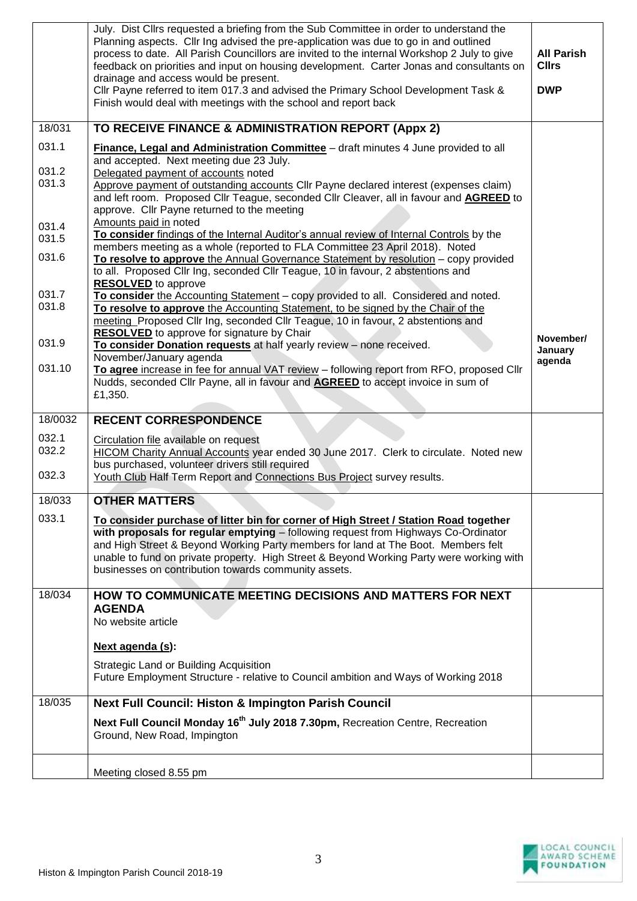| | | |
|---|---|---|
| | July. Dist Cllrs requested a briefing from the Sub Committee in order to understand the Planning aspects. Cllr Ing advised the pre-application was due to go in and outlined process to date. All Parish Councillors are invited to the internal Workshop 2 July to give feedback on priorities and input on housing development. Carter Jonas and consultants on drainage and access would be present.<br>Cllr Payne referred to item 017.3 and advised the Primary School Development Task & Finish would deal with meetings with the school and report back | **All Parish Cllrs**<br><br>**DWP** |
| 18/031 | **TO RECEIVE FINANCE & ADMINISTRATION REPORT (Appx 2)** | |
| 031.1<br>031.2<br>031.3<br><br><br>031.4<br>031.5<br><br>031.6<br><br><br>031.7<br>031.8<br><br><br>031.9<br><br>031.10 | **Finance, Legal and Administration Committee** – draft minutes 4 June provided to all and accepted. Next meeting due 23 July.<br>Delegated payment of accounts noted<br>Approve payment of outstanding accounts Cllr Payne declared interest (expenses claim) and left room. Proposed Cllr Teague, seconded Cllr Cleaver, all in favour and **AGREED** to approve. Cllr Payne returned to the meeting<br>Amounts paid in noted<br>**To consider** findings of the Internal Auditor's annual review of Internal Controls by the members meeting as a whole (reported to FLA Committee 23 April 2018). Noted<br>**To resolve to approve** the Annual Governance Statement by resolution – copy provided to all. Proposed Cllr Ing, seconded Cllr Teague, 10 in favour, 2 abstentions and **RESOLVED** to approve<br>**To consider** the Accounting Statement – copy provided to all. Considered and noted.<br>**To resolve to approve** the Accounting Statement, to be signed by the Chair of the meeting Proposed Cllr Ing, seconded Cllr Teague, 10 in favour, 2 abstentions and **RESOLVED** to approve for signature by Chair<br>**To consider Donation requests** at half yearly review – none received. November/January agenda<br>**To agree** increase in fee for annual VAT review – following report from RFO, proposed Cllr Nudds, seconded Cllr Payne, all in favour and **AGREED** to accept invoice in sum of £1,350. | <br><br><br><br><br><br><br><br><br><br><br><br><br><br>**November/ January agenda** |
| 18/0032 | **RECENT CORRESPONDENCE** | |
| 032.1<br>032.2<br><br>032.3 | Circulation file available on request<br>HICOM Charity Annual Accounts year ended 30 June 2017. Clerk to circulate. Noted new bus purchased, volunteer drivers still required<br>Youth Club Half Term Report and Connections Bus Project survey results. | |
| 18/033 | **OTHER MATTERS** | |
| 033.1 | **To consider purchase of litter bin for corner of High Street / Station Road together with proposals for regular emptying** – following request from Highways Co-Ordinator and High Street & Beyond Working Party members for land at The Boot. Members felt unable to fund on private property. High Street & Beyond Working Party were working with businesses on contribution towards community assets. | |
| 18/034 | **HOW TO COMMUNICATE MEETING DECISIONS AND MATTERS FOR NEXT AGENDA**<br>No website article<br><br>**Next agenda (s):**<br><br>Strategic Land or Building Acquisition<br>Future Employment Structure - relative to Council ambition and Ways of Working 2018 | |
| 18/035 | **Next Full Council: Histon & Impington Parish Council**<br><br>**Next Full Council Monday 16th July 2018 7.30pm,** Recreation Centre, Recreation Ground, New Road, Impington | |
| | Meeting closed 8.55 pm | |